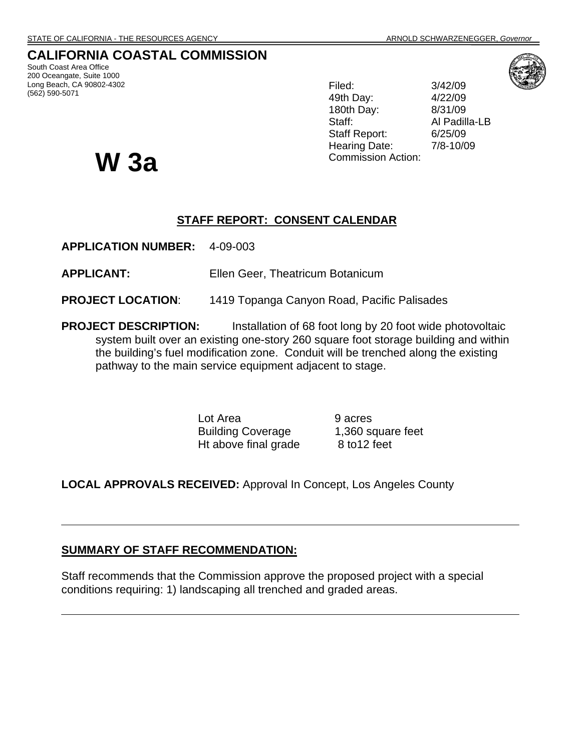STATE OF CALIFORNIA - THE RESOURCES AGENCY ARNOLD SCHWARZENEGGER, *Governor*

# CALIFORNIA COASTAL COMMISSION

South Coast Area Office
200 Oceangate, Suite 1000
Long Beach, CA 90802-4302
(562) 590-5071

| | |
|---|---|
| Filed: | 3/42/09 |
| 49th Day: | 4/22/09 |
| 180th Day: | 8/31/09 |
| Staff: | Al Padilla-LB |
| Staff Report: | 6/25/09 |
| Hearing Date: | 7/8-10/09 |
| Commission Action: | |

# W 3a

## STAFF REPORT: CONSENT CALENDAR

**APPLICATION NUMBER:** 4-09-003

**APPLICANT:** Ellen Geer, Theatricum Botanicum

**PROJECT LOCATION**: 1419 Topanga Canyon Road, Pacific Palisades

**PROJECT DESCRIPTION:** Installation of 68 foot long by 20 foot wide photovoltaic system built over an existing one-story 260 square foot storage building and within the building's fuel modification zone. Conduit will be trenched along the existing pathway to the main service equipment adjacent to stage.

| | |
|---|---|
| Lot Area | 9 acres |
| Building Coverage | 1,360 square feet |
| Ht above final grade | 8 to12 feet |

**LOCAL APPROVALS RECEIVED:** Approval In Concept, Los Angeles County

---

**SUMMARY OF STAFF RECOMMENDATION:**

Staff recommends that the Commission approve the proposed project with a special conditions requiring: 1) landscaping all trenched and graded areas.

---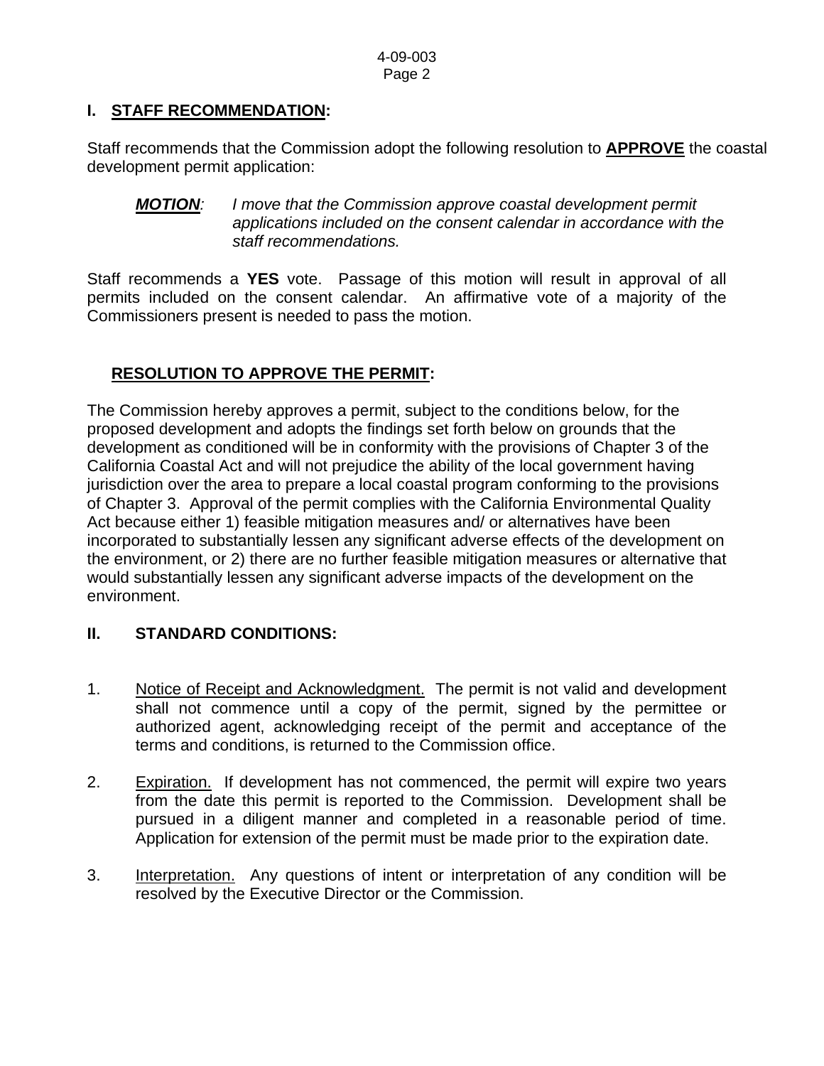## I. STAFF RECOMMENDATION:

Staff recommends that the Commission adopt the following resolution to **APPROVE** the coastal development permit application:

***MOTION***: *I move that the Commission approve coastal development permit applications included on the consent calendar in accordance with the staff recommendations.*

Staff recommends a **YES** vote. Passage of this motion will result in approval of all permits included on the consent calendar. An affirmative vote of a majority of the Commissioners present is needed to pass the motion.

### RESOLUTION TO APPROVE THE PERMIT:

The Commission hereby approves a permit, subject to the conditions below, for the proposed development and adopts the findings set forth below on grounds that the development as conditioned will be in conformity with the provisions of Chapter 3 of the California Coastal Act and will not prejudice the ability of the local government having jurisdiction over the area to prepare a local coastal program conforming to the provisions of Chapter 3. Approval of the permit complies with the California Environmental Quality Act because either 1) feasible mitigation measures and/ or alternatives have been incorporated to substantially lessen any significant adverse effects of the development on the environment, or 2) there are no further feasible mitigation measures or alternative that would substantially lessen any significant adverse impacts of the development on the environment.

## II. STANDARD CONDITIONS:

1. Notice of Receipt and Acknowledgment. The permit is not valid and development shall not commence until a copy of the permit, signed by the permittee or authorized agent, acknowledging receipt of the permit and acceptance of the terms and conditions, is returned to the Commission office.

2. Expiration. If development has not commenced, the permit will expire two years from the date this permit is reported to the Commission. Development shall be pursued in a diligent manner and completed in a reasonable period of time. Application for extension of the permit must be made prior to the expiration date.

3. Interpretation. Any questions of intent or interpretation of any condition will be resolved by the Executive Director or the Commission.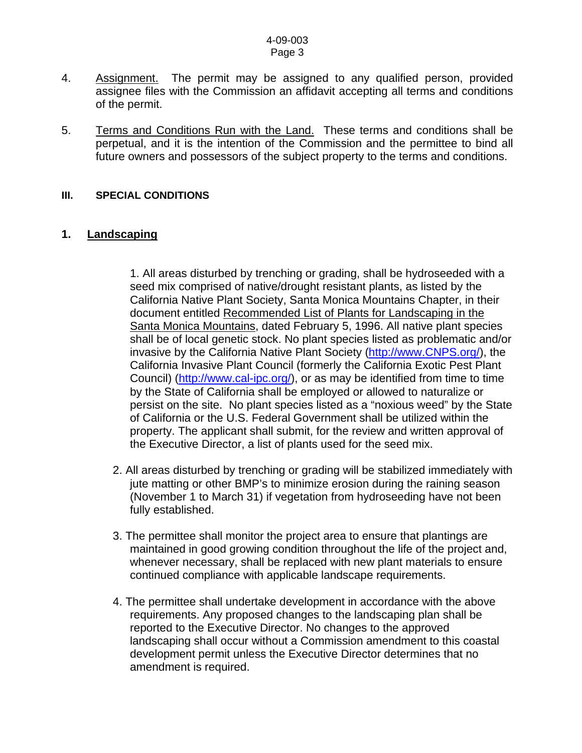4. Assignment. The permit may be assigned to any qualified person, provided assignee files with the Commission an affidavit accepting all terms and conditions of the permit.

5. Terms and Conditions Run with the Land. These terms and conditions shall be perpetual, and it is the intention of the Commission and the permittee to bind all future owners and possessors of the subject property to the terms and conditions.

## III. SPECIAL CONDITIONS

### 1. Landscaping

1. All areas disturbed by trenching or grading, shall be hydroseeded with a seed mix comprised of native/drought resistant plants, as listed by the California Native Plant Society, Santa Monica Mountains Chapter, in their document entitled Recommended List of Plants for Landscaping in the Santa Monica Mountains, dated February 5, 1996. All native plant species shall be of local genetic stock. No plant species listed as problematic and/or invasive by the California Native Plant Society (http://www.CNPS.org/), the California Invasive Plant Council (formerly the California Exotic Pest Plant Council) (http://www.cal-ipc.org/), or as may be identified from time to time by the State of California shall be employed or allowed to naturalize or persist on the site. No plant species listed as a "noxious weed" by the State of California or the U.S. Federal Government shall be utilized within the property. The applicant shall submit, for the review and written approval of the Executive Director, a list of plants used for the seed mix.

2. All areas disturbed by trenching or grading will be stabilized immediately with jute matting or other BMP's to minimize erosion during the raining season (November 1 to March 31) if vegetation from hydroseeding have not been fully established.

3. The permittee shall monitor the project area to ensure that plantings are maintained in good growing condition throughout the life of the project and, whenever necessary, shall be replaced with new plant materials to ensure continued compliance with applicable landscape requirements.

4. The permittee shall undertake development in accordance with the above requirements. Any proposed changes to the landscaping plan shall be reported to the Executive Director. No changes to the approved landscaping shall occur without a Commission amendment to this coastal development permit unless the Executive Director determines that no amendment is required.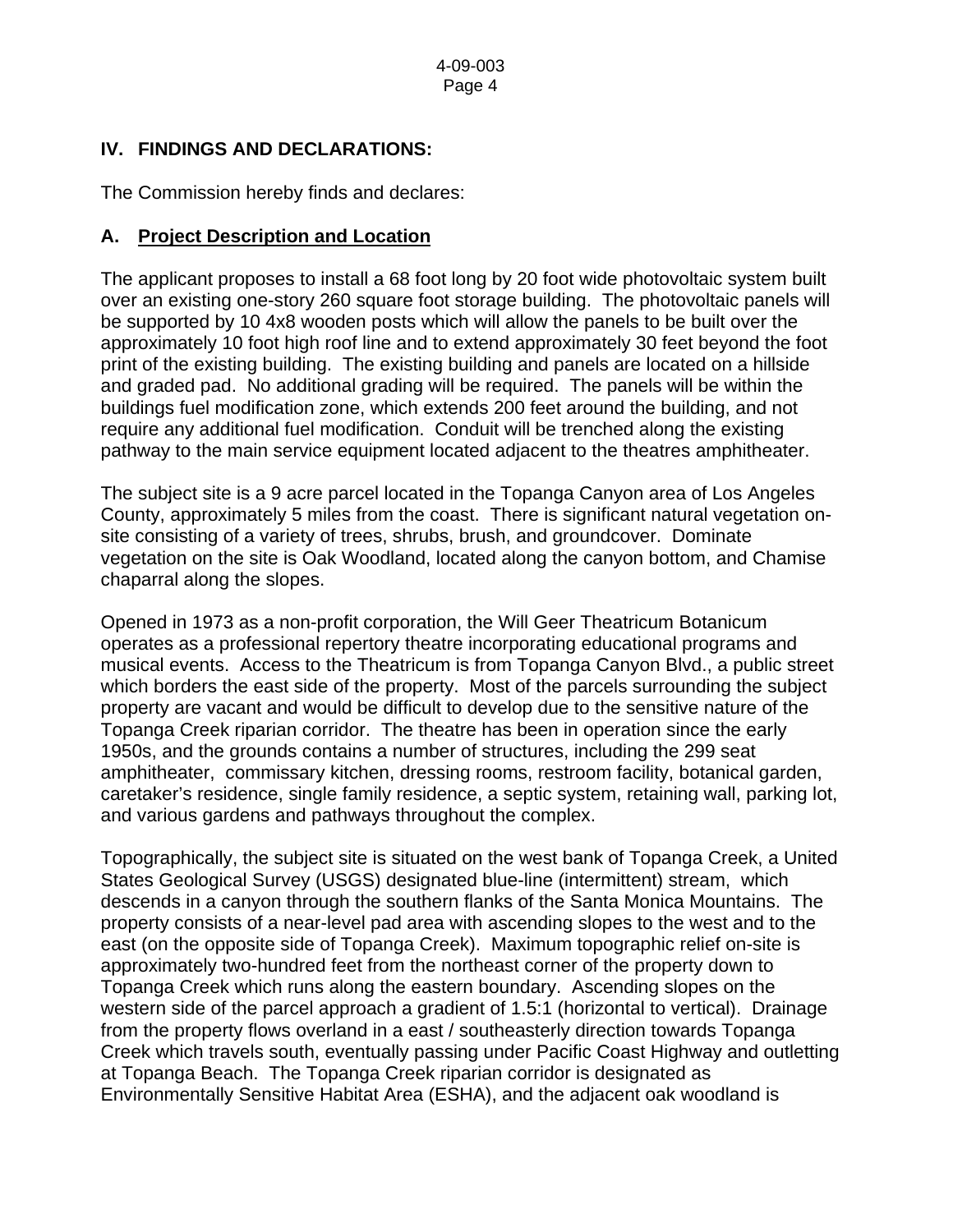## IV. FINDINGS AND DECLARATIONS:

The Commission hereby finds and declares:

### A. Project Description and Location

The applicant proposes to install a 68 foot long by 20 foot wide photovoltaic system built over an existing one-story 260 square foot storage building. The photovoltaic panels will be supported by 10 4x8 wooden posts which will allow the panels to be built over the approximately 10 foot high roof line and to extend approximately 30 feet beyond the foot print of the existing building. The existing building and panels are located on a hillside and graded pad. No additional grading will be required. The panels will be within the buildings fuel modification zone, which extends 200 feet around the building, and not require any additional fuel modification. Conduit will be trenched along the existing pathway to the main service equipment located adjacent to the theatres amphitheater.

The subject site is a 9 acre parcel located in the Topanga Canyon area of Los Angeles County, approximately 5 miles from the coast. There is significant natural vegetation on-site consisting of a variety of trees, shrubs, brush, and groundcover. Dominate vegetation on the site is Oak Woodland, located along the canyon bottom, and Chamise chaparral along the slopes.

Opened in 1973 as a non-profit corporation, the Will Geer Theatricum Botanicum operates as a professional repertory theatre incorporating educational programs and musical events. Access to the Theatricum is from Topanga Canyon Blvd., a public street which borders the east side of the property. Most of the parcels surrounding the subject property are vacant and would be difficult to develop due to the sensitive nature of the Topanga Creek riparian corridor. The theatre has been in operation since the early 1950s, and the grounds contains a number of structures, including the 299 seat amphitheater, commissary kitchen, dressing rooms, restroom facility, botanical garden, caretaker's residence, single family residence, a septic system, retaining wall, parking lot, and various gardens and pathways throughout the complex.

Topographically, the subject site is situated on the west bank of Topanga Creek, a United States Geological Survey (USGS) designated blue-line (intermittent) stream, which descends in a canyon through the southern flanks of the Santa Monica Mountains. The property consists of a near-level pad area with ascending slopes to the west and to the east (on the opposite side of Topanga Creek). Maximum topographic relief on-site is approximately two-hundred feet from the northeast corner of the property down to Topanga Creek which runs along the eastern boundary. Ascending slopes on the western side of the parcel approach a gradient of 1.5:1 (horizontal to vertical). Drainage from the property flows overland in a east / southeasterly direction towards Topanga Creek which travels south, eventually passing under Pacific Coast Highway and outletting at Topanga Beach. The Topanga Creek riparian corridor is designated as Environmentally Sensitive Habitat Area (ESHA), and the adjacent oak woodland is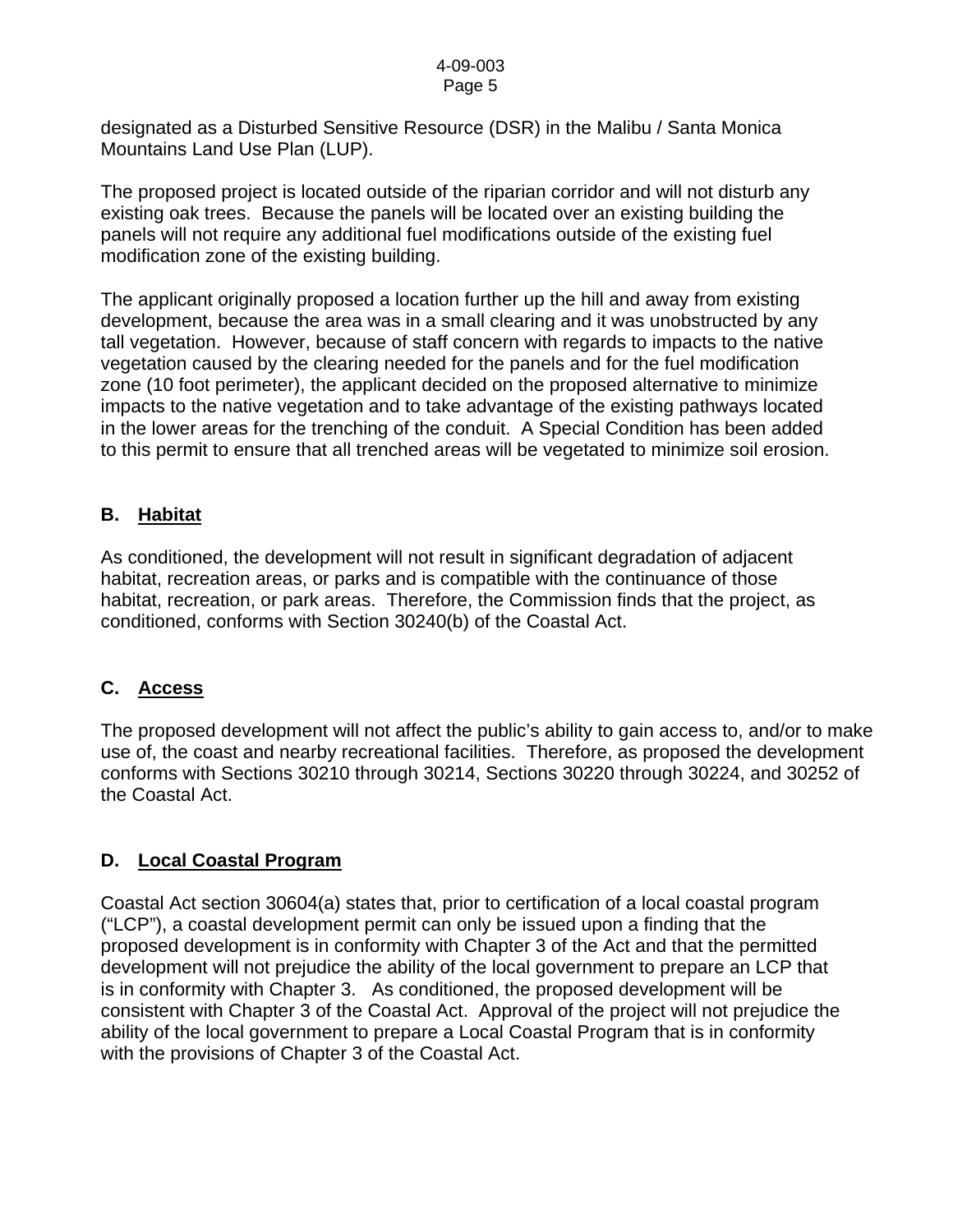designated as a Disturbed Sensitive Resource (DSR) in the Malibu / Santa Monica Mountains Land Use Plan (LUP).

The proposed project is located outside of the riparian corridor and will not disturb any existing oak trees. Because the panels will be located over an existing building the panels will not require any additional fuel modifications outside of the existing fuel modification zone of the existing building.

The applicant originally proposed a location further up the hill and away from existing development, because the area was in a small clearing and it was unobstructed by any tall vegetation. However, because of staff concern with regards to impacts to the native vegetation caused by the clearing needed for the panels and for the fuel modification zone (10 foot perimeter), the applicant decided on the proposed alternative to minimize impacts to the native vegetation and to take advantage of the existing pathways located in the lower areas for the trenching of the conduit. A Special Condition has been added to this permit to ensure that all trenched areas will be vegetated to minimize soil erosion.

## B. Habitat

As conditioned, the development will not result in significant degradation of adjacent habitat, recreation areas, or parks and is compatible with the continuance of those habitat, recreation, or park areas. Therefore, the Commission finds that the project, as conditioned, conforms with Section 30240(b) of the Coastal Act.

## C. Access

The proposed development will not affect the public's ability to gain access to, and/or to make use of, the coast and nearby recreational facilities. Therefore, as proposed the development conforms with Sections 30210 through 30214, Sections 30220 through 30224, and 30252 of the Coastal Act.

## D. Local Coastal Program

Coastal Act section 30604(a) states that, prior to certification of a local coastal program ("LCP"), a coastal development permit can only be issued upon a finding that the proposed development is in conformity with Chapter 3 of the Act and that the permitted development will not prejudice the ability of the local government to prepare an LCP that is in conformity with Chapter 3. As conditioned, the proposed development will be consistent with Chapter 3 of the Coastal Act. Approval of the project will not prejudice the ability of the local government to prepare a Local Coastal Program that is in conformity with the provisions of Chapter 3 of the Coastal Act.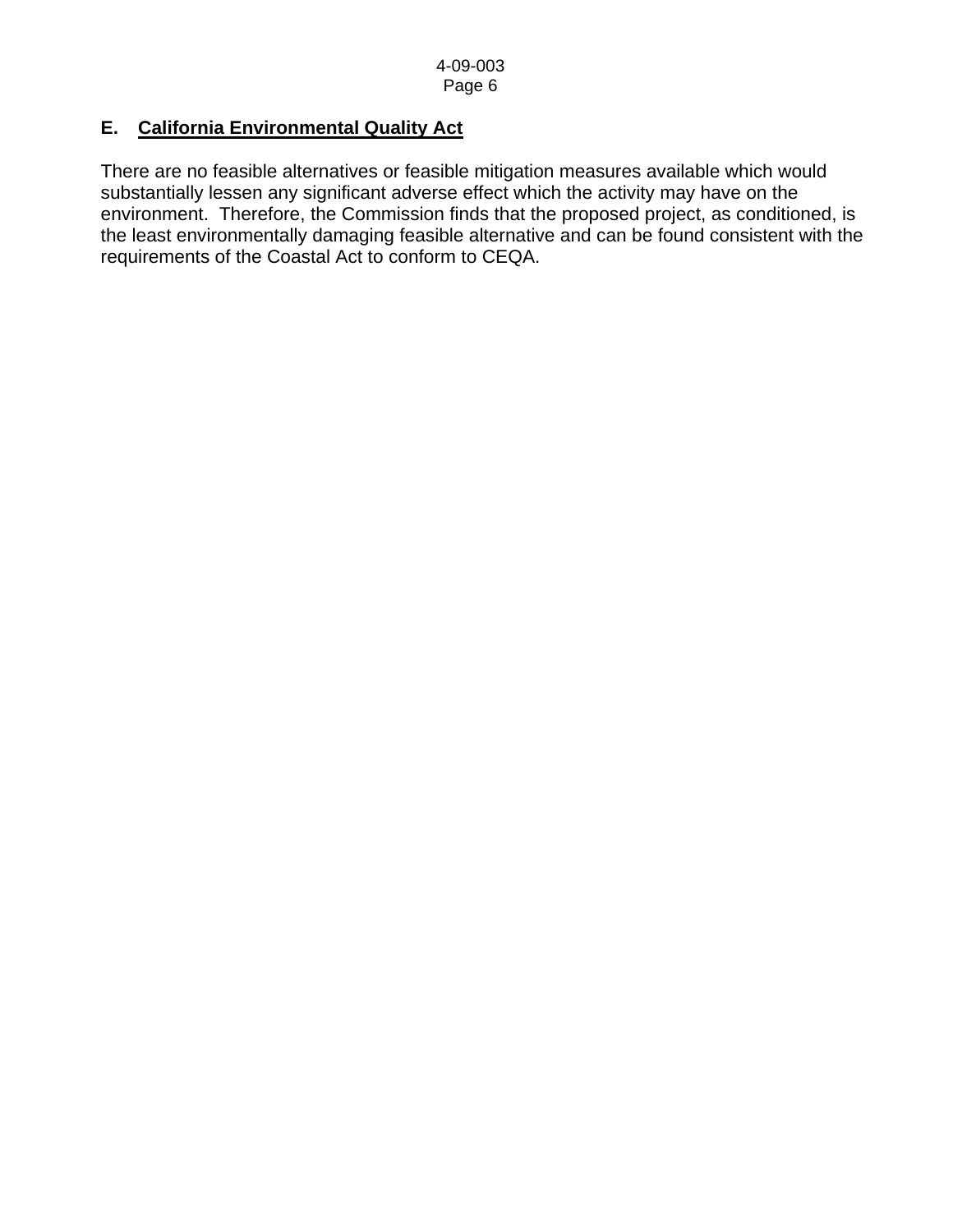## E. California Environmental Quality Act

There are no feasible alternatives or feasible mitigation measures available which would substantially lessen any significant adverse effect which the activity may have on the environment. Therefore, the Commission finds that the proposed project, as conditioned, is the least environmentally damaging feasible alternative and can be found consistent with the requirements of the Coastal Act to conform to CEQA.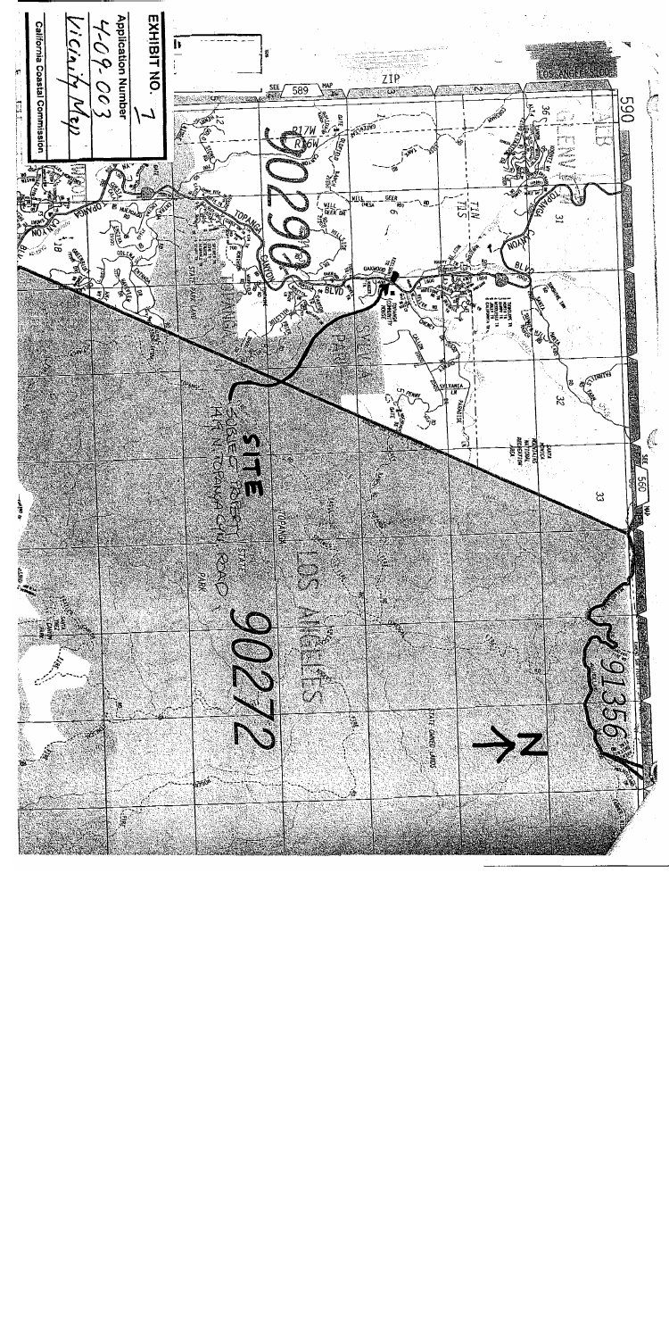**EXHIBIT NO.** 1

**Application Number**

4-09-003

Vicinity Map

**California Coastal Commission**

SITE

SUBJECT PROPERTY

HWY N. TOPANGA CYN. ROAD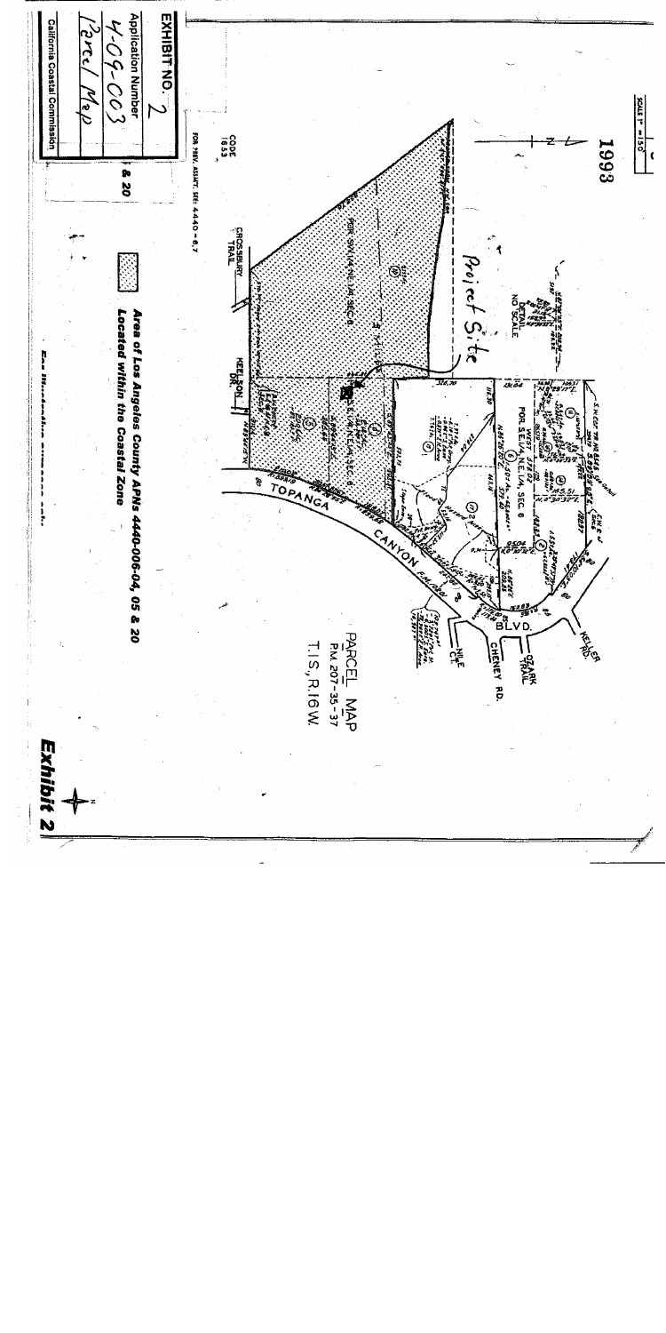EXHIBIT NO. 2

Application Number

4-09-003

Parcel Map

California Coastal Commission

Area of Los Angeles County APNs 4440-006-04, 05 & 20

Located within the Coastal Zone

Project Site

PARCEL MAP

P.M. 207-35-37

T.1 S., R.16 W.

1993

SCALE 1" = 150'

CODE 1653

FOR PREV. ASSM'T. SEE: 4440-6,7

CROSSBURY TRAIL

KEELSON DR.

TOPANGA CANYON BLVD.

KELLER RD.

OZARK TRAIL

CHENEY RD.

NILE CT.

POR. SW1/4 NE 1/4 SEC. 6

POR. SE1/4 NE1/4, SEC. 6

NO SCALE

Exhibit 2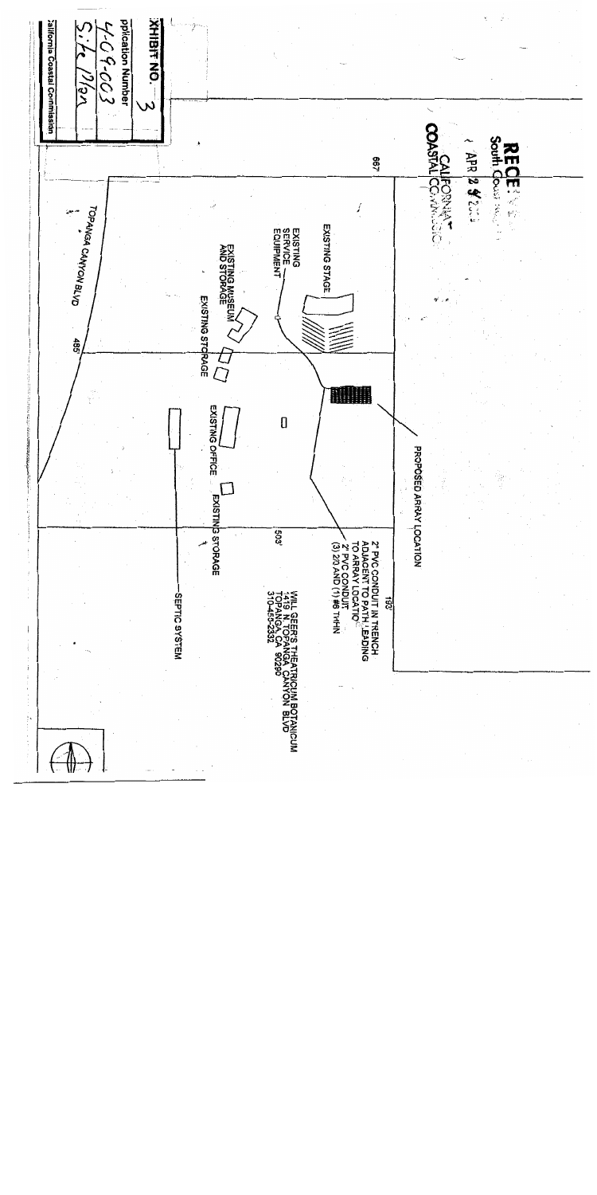**EXHIBIT NO.** 3

**Application Number**
4-09-003

Site Plan

California Coastal Commission

RECEIVED
South Coast Region

APR 24 2009

CALIFORNIA
COASTAL COMMISSION

667'

485'

503'

193'

TOPANGA CANYON BLVD

EXISTING STAGE

EXISTING SERVICE EQUIPMENT

EXISTING MUSEUM AND STORAGE

EXISTING STORAGE

EXISTING OFFICE

EXISTING STORAGE

PROPOSED ARRAY LOCATION

2" PVC CONDUIT IN TRENCH ADJACENT TO PATH LEADING TO ARRAY LOCATION
2" PVC CONDUIT
(3) 2/0 AND (1) #6 THHN

SEPTIC SYSTEM

WILL GEER'S THEATRICUM BOTANICUM
1419 N. TOPANGA CANYON BLVD
TOPANGA, CA 90290
310-455-2322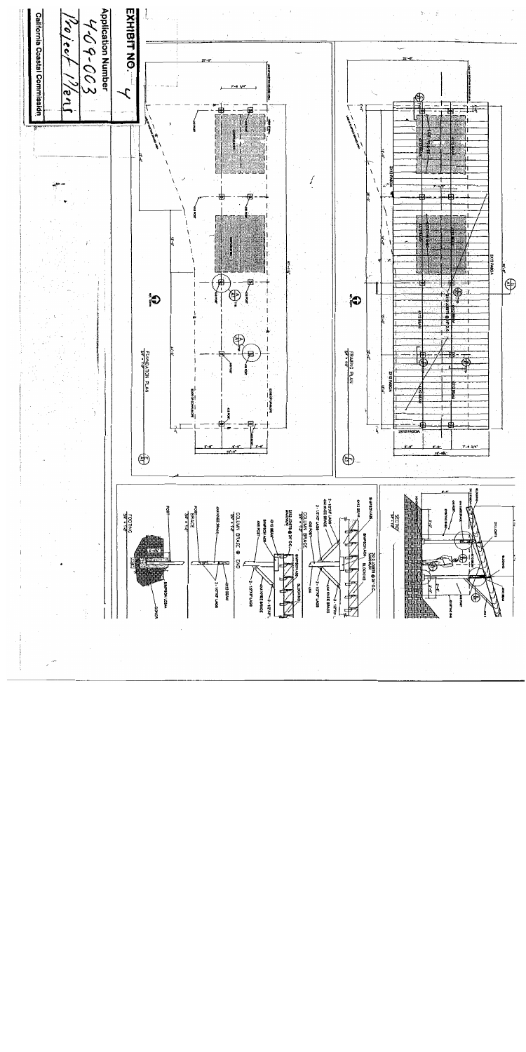EXHIBIT NO. 4

Application Number

4-09-003

Project Plans

California Coastal Commission

FRAMING PLAN

FOUNDATION PLAN

SECTION

COLUMN BRACE

COLUMN BRACE @ END

POST BRACE

FOOTING